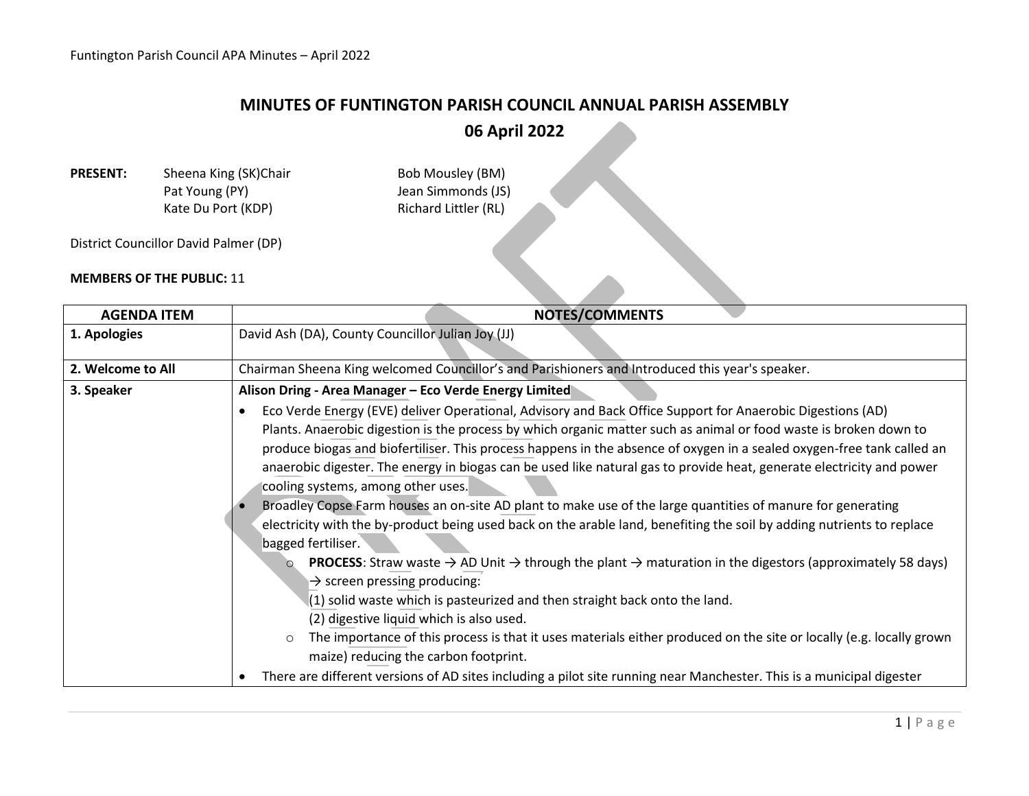# MINUTES OF FUNTINGTON PARISH COUNCIL ANNUAL PARISH ASSEMBLY

## 06 April 2022

**PRESENT:** Sheena King (SK)Chair, Pat Young (PY), Kate Du Port (KDP), Bob Mousley (BM), Jean Simmonds (JS), Richard Littler (RL)

District Councillor David Palmer (DP)

**MEMBERS OF THE PUBLIC:** 11

| AGENDA ITEM | NOTES/COMMENTS |
|---|---|
| **1. Apologies** | David Ash (DA), County Councillor Julian Joy (JJ) |
| **2. Welcome to All** | Chairman Sheena King welcomed Councillor's and Parishioners and Introduced this year's speaker. |
| **3. Speaker** | **Alison Dring - Area Manager – Eco Verde Energy Limited**<br>• Eco Verde Energy (EVE) deliver Operational, Advisory and Back Office Support for Anaerobic Digestions (AD) Plants. Anaerobic digestion is the process by which organic matter such as animal or food waste is broken down to produce biogas and biofertiliser. This process happens in the absence of oxygen in a sealed oxygen-free tank called an anaerobic digester. The energy in biogas can be used like natural gas to provide heat, generate electricity and power cooling systems, among other uses.<br>• Broadley Copse Farm houses an on-site AD plant to make use of the large quantities of manure for generating electricity with the by-product being used back on the arable land, benefiting the soil by adding nutrients to replace bagged fertiliser.<br>&nbsp;&nbsp;&nbsp;&nbsp;○ **PROCESS**: Straw waste → AD Unit → through the plant → maturation in the digestors (approximately 58 days) → screen pressing producing:<br>&nbsp;&nbsp;&nbsp;&nbsp;&nbsp;&nbsp;&nbsp;&nbsp;(1) solid waste which is pasteurized and then straight back onto the land.<br>&nbsp;&nbsp;&nbsp;&nbsp;&nbsp;&nbsp;&nbsp;&nbsp;(2) digestive liquid which is also used.<br>&nbsp;&nbsp;&nbsp;&nbsp;○ The importance of this process is that it uses materials either produced on the site or locally (e.g. locally grown maize) reducing the carbon footprint.<br>• There are different versions of AD sites including a pilot site running near Manchester. This is a municipal digester |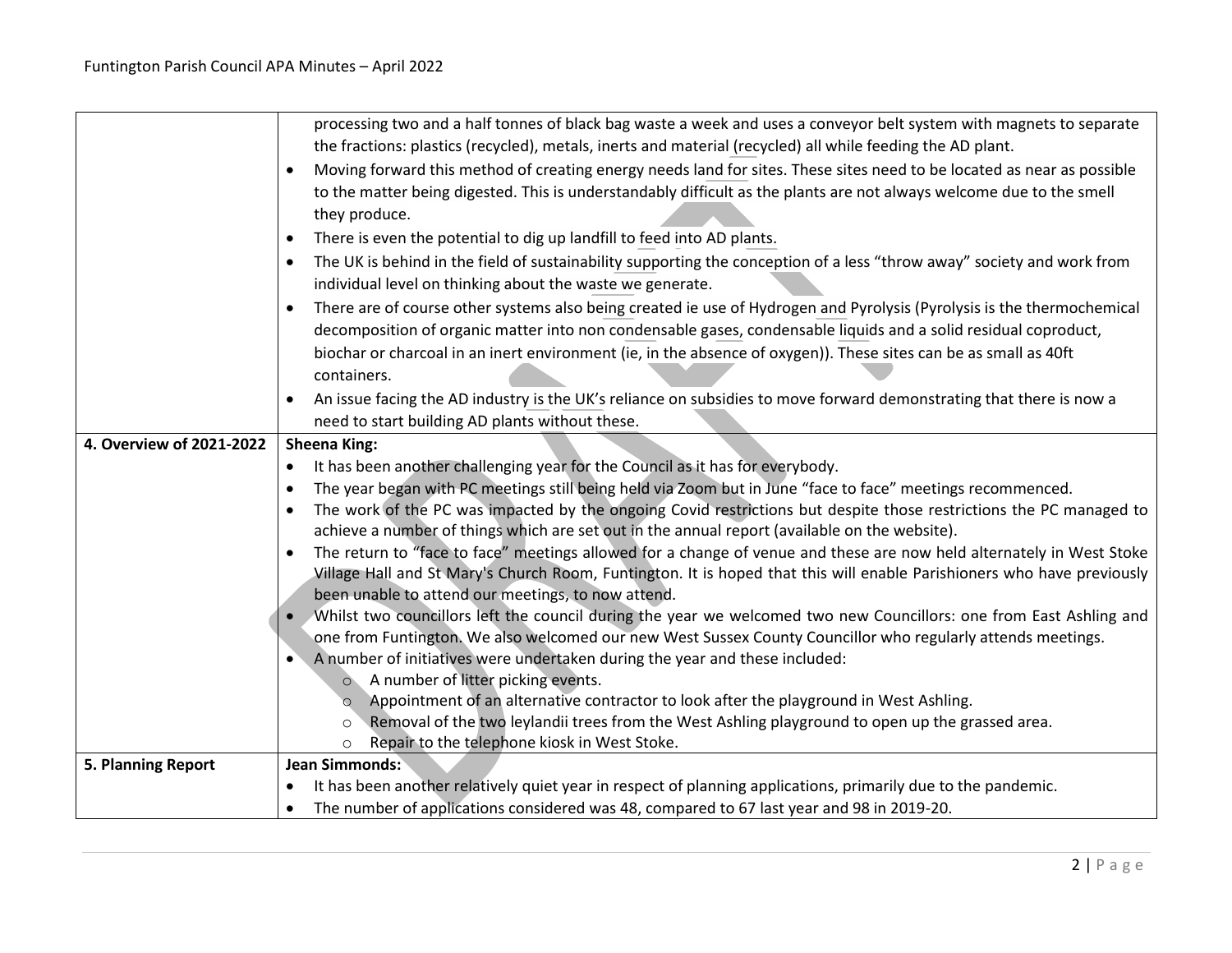| | |
|---|---|
| | processing two and a half tonnes of black bag waste a week and uses a conveyor belt system with magnets to separate the fractions: plastics (recycled), metals, inerts and material (recycled) all while feeding the AD plant.<br>• Moving forward this method of creating energy needs land for sites. These sites need to be located as near as possible to the matter being digested. This is understandably difficult as the plants are not always welcome due to the smell they produce.<br>• There is even the potential to dig up landfill to feed into AD plants.<br>• The UK is behind in the field of sustainability supporting the conception of a less "throw away" society and work from individual level on thinking about the waste we generate.<br>• There are of course other systems also being created ie use of Hydrogen and Pyrolysis (Pyrolysis is the thermochemical decomposition of organic matter into non condensable gases, condensable liquids and a solid residual coproduct, biochar or charcoal in an inert environment (ie, in the absence of oxygen)). These sites can be as small as 40ft containers.<br>• An issue facing the AD industry is the UK's reliance on subsidies to move forward demonstrating that there is now a need to start building AD plants without these. |
| **4. Overview of 2021-2022** | **Sheena King:**<br>• It has been another challenging year for the Council as it has for everybody.<br>• The year began with PC meetings still being held via Zoom but in June "face to face" meetings recommenced.<br>• The work of the PC was impacted by the ongoing Covid restrictions but despite those restrictions the PC managed to achieve a number of things which are set out in the annual report (available on the website).<br>• The return to "face to face" meetings allowed for a change of venue and these are now held alternately in West Stoke Village Hall and St Mary's Church Room, Funtington. It is hoped that this will enable Parishioners who have previously been unable to attend our meetings, to now attend.<br>• Whilst two councillors left the council during the year we welcomed two new Councillors: one from East Ashling and one from Funtington. We also welcomed our new West Sussex County Councillor who regularly attends meetings.<br>• A number of initiatives were undertaken during the year and these included:<br>  ○ A number of litter picking events.<br>  ○ Appointment of an alternative contractor to look after the playground in West Ashling.<br>  ○ Removal of the two leylandii trees from the West Ashling playground to open up the grassed area.<br>  ○ Repair to the telephone kiosk in West Stoke. |
| **5. Planning Report** | **Jean Simmonds:**<br>• It has been another relatively quiet year in respect of planning applications, primarily due to the pandemic.<br>• The number of applications considered was 48, compared to 67 last year and 98 in 2019-20. |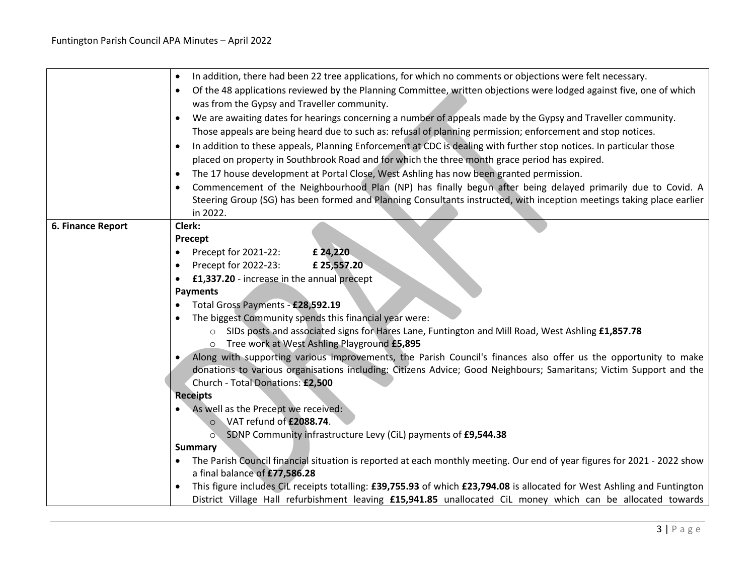| | |
|---|---|
| | • In addition, there had been 22 tree applications, for which no comments or objections were felt necessary.<br>• Of the 48 applications reviewed by the Planning Committee, written objections were lodged against five, one of which was from the Gypsy and Traveller community.<br>• We are awaiting dates for hearings concerning a number of appeals made by the Gypsy and Traveller community. Those appeals are being heard due to such as: refusal of planning permission; enforcement and stop notices.<br>• In addition to these appeals, Planning Enforcement at CDC is dealing with further stop notices. In particular those placed on property in Southbrook Road and for which the three month grace period has expired.<br>• The 17 house development at Portal Close, West Ashling has now been granted permission.<br>• Commencement of the Neighbourhood Plan (NP) has finally begun after being delayed primarily due to Covid. A Steering Group (SG) has been formed and Planning Consultants instructed, with inception meetings taking place earlier in 2022. |
| **6. Finance Report** | **Clerk:**<br>**Precept**<br>• Precept for 2021-22: **£ 24,220**<br>• Precept for 2022-23: **£ 25,557.20**<br>• **£1,337.20** - increase in the annual precept<br>**Payments**<br>• Total Gross Payments - **£28,592.19**<br>• The biggest Community spends this financial year were:<br>  ○ SIDs posts and associated signs for Hares Lane, Funtington and Mill Road, West Ashling **£1,857.78**<br>  ○ Tree work at West Ashling Playground **£5,895**<br>• Along with supporting various improvements, the Parish Council's finances also offer us the opportunity to make donations to various organisations including: Citizens Advice; Good Neighbours; Samaritans; Victim Support and the Church - Total Donations: **£2,500**<br>**Receipts**<br>• As well as the Precept we received:<br>  ○ VAT refund of **£2088.74**.<br>  ○ SDNP Community infrastructure Levy (CiL) payments of **£9,544.38**<br>**Summary**<br>• The Parish Council financial situation is reported at each monthly meeting. Our end of year figures for 2021 - 2022 show a final balance of **£77,586.28**<br>• This figure includes CiL receipts totalling: **£39,755.93** of which **£23,794.08** is allocated for West Ashling and Funtington District Village Hall refurbishment leaving **£15,941.85** unallocated CiL money which can be allocated towards |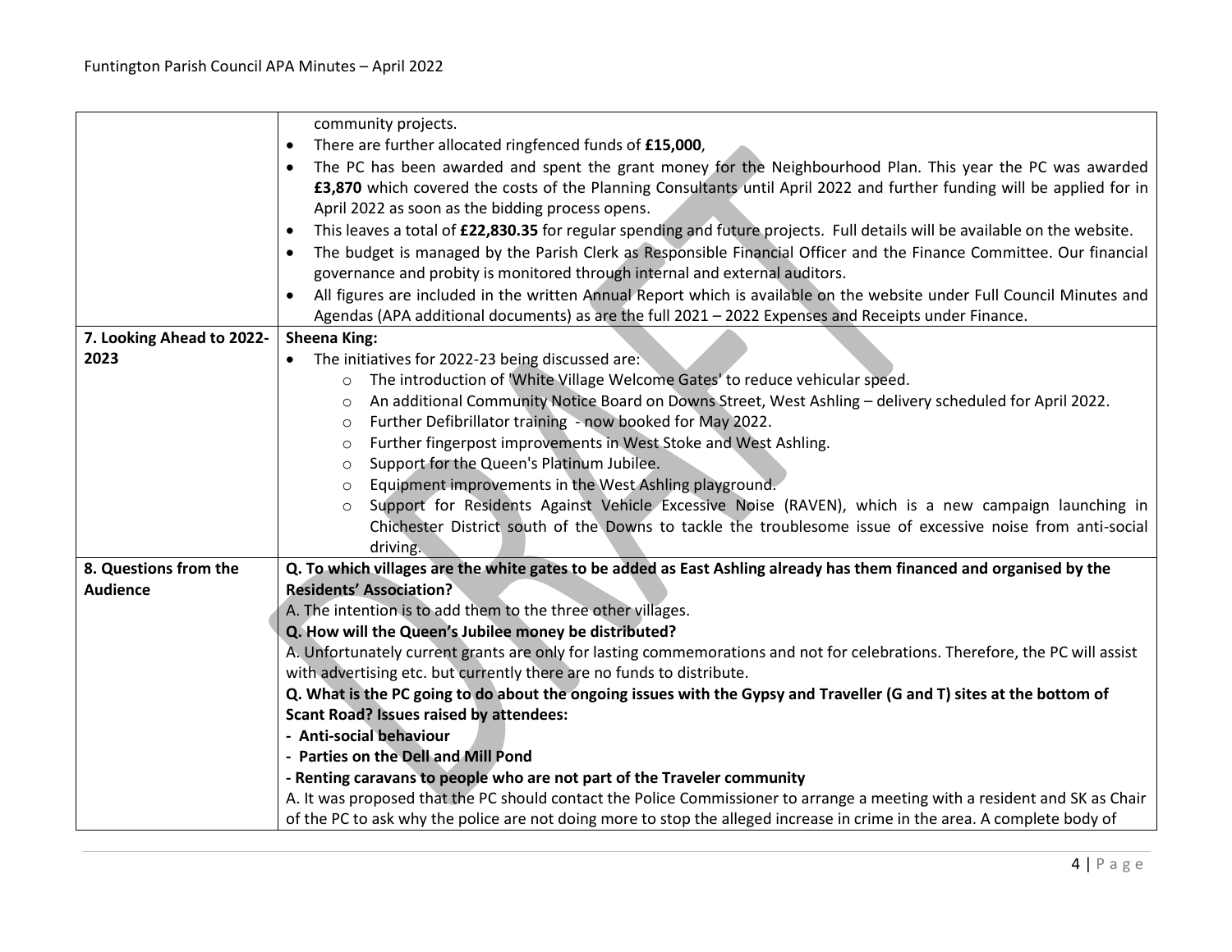| | |
|---|---|
| | community projects.<br>• There are further allocated ringfenced funds of **£15,000**,<br>• The PC has been awarded and spent the grant money for the Neighbourhood Plan. This year the PC was awarded **£3,870** which covered the costs of the Planning Consultants until April 2022 and further funding will be applied for in April 2022 as soon as the bidding process opens.<br>• This leaves a total of **£22,830.35** for regular spending and future projects. Full details will be available on the website.<br>• The budget is managed by the Parish Clerk as Responsible Financial Officer and the Finance Committee. Our financial governance and probity is monitored through internal and external auditors.<br>• All figures are included in the written Annual Report which is available on the website under Full Council Minutes and Agendas (APA additional documents) as are the full 2021 – 2022 Expenses and Receipts under Finance. |
| **7. Looking Ahead to 2022-2023** | **Sheena King:**<br>• The initiatives for 2022-23 being discussed are:<br>  ○ The introduction of 'White Village Welcome Gates' to reduce vehicular speed.<br>  ○ An additional Community Notice Board on Downs Street, West Ashling – delivery scheduled for April 2022.<br>  ○ Further Defibrillator training - now booked for May 2022.<br>  ○ Further fingerpost improvements in West Stoke and West Ashling.<br>  ○ Support for the Queen's Platinum Jubilee.<br>  ○ Equipment improvements in the West Ashling playground.<br>  ○ Support for Residents Against Vehicle Excessive Noise (RAVEN), which is a new campaign launching in Chichester District south of the Downs to tackle the troublesome issue of excessive noise from anti-social driving. |
| **8. Questions from the Audience** | **Q. To which villages are the white gates to be added as East Ashling already has them financed and organised by the Residents' Association?**<br>A. The intention is to add them to the three other villages.<br>**Q. How will the Queen's Jubilee money be distributed?**<br>A. Unfortunately current grants are only for lasting commemorations and not for celebrations. Therefore, the PC will assist with advertising etc. but currently there are no funds to distribute.<br>**Q. What is the PC going to do about the ongoing issues with the Gypsy and Traveller (G and T) sites at the bottom of Scant Road? Issues raised by attendees:**<br>**- Anti-social behaviour**<br>**- Parties on the Dell and Mill Pond**<br>**- Renting caravans to people who are not part of the Traveler community**<br>A. It was proposed that the PC should contact the Police Commissioner to arrange a meeting with a resident and SK as Chair of the PC to ask why the police are not doing more to stop the alleged increase in crime in the area. A complete body of |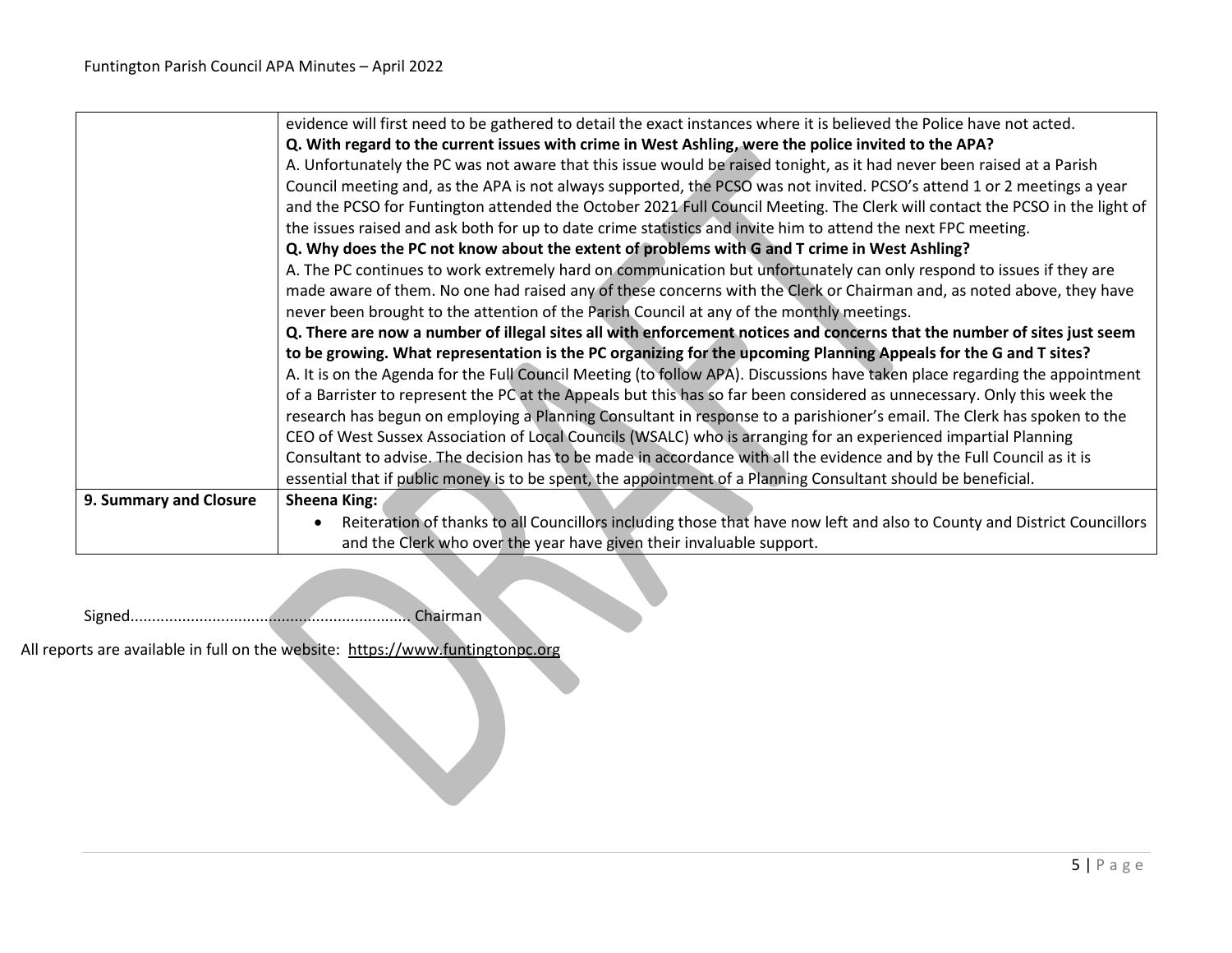| | |
|---|---|
| | evidence will first need to be gathered to detail the exact instances where it is believed the Police have not acted.<br>**Q. With regard to the current issues with crime in West Ashling, were the police invited to the APA?**<br>A. Unfortunately the PC was not aware that this issue would be raised tonight, as it had never been raised at a Parish Council meeting and, as the APA is not always supported, the PCSO was not invited. PCSO's attend 1 or 2 meetings a year and the PCSO for Funtington attended the October 2021 Full Council Meeting. The Clerk will contact the PCSO in the light of the issues raised and ask both for up to date crime statistics and invite him to attend the next FPC meeting.<br>**Q. Why does the PC not know about the extent of problems with G and T crime in West Ashling?**<br>A. The PC continues to work extremely hard on communication but unfortunately can only respond to issues if they are made aware of them. No one had raised any of these concerns with the Clerk or Chairman and, as noted above, they have never been brought to the attention of the Parish Council at any of the monthly meetings.<br>**Q. There are now a number of illegal sites all with enforcement notices and concerns that the number of sites just seem to be growing. What representation is the PC organizing for the upcoming Planning Appeals for the G and T sites?**<br>A. It is on the Agenda for the Full Council Meeting (to follow APA). Discussions have taken place regarding the appointment of a Barrister to represent the PC at the Appeals but this has so far been considered as unnecessary. Only this week the research has begun on employing a Planning Consultant in response to a parishioner's email. The Clerk has spoken to the CEO of West Sussex Association of Local Councils (WSALC) who is arranging for an experienced impartial Planning Consultant to advise. The decision has to be made in accordance with all the evidence and by the Full Council as it is essential that if public money is to be spent, the appointment of a Planning Consultant should be beneficial. |
| **9. Summary and Closure** | **Sheena King:**<br>• Reiteration of thanks to all Councillors including those that have now left and also to County and District Councillors and the Clerk who over the year have given their invaluable support. |

Signed................................................................ Chairman

All reports are available in full on the website: https://www.funtingtonpc.org